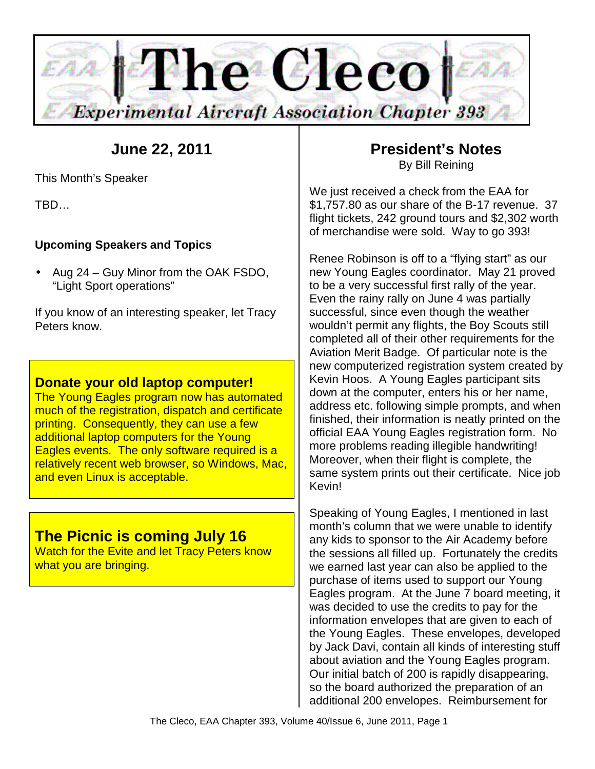# The Cleco

*Experimental Aircraft Association Chapter 393*

## June 22, 2011

This Month's Speaker

TBD…

**Upcoming Speakers and Topics**

- Aug 24 – Guy Minor from the OAK FSDO, "Light Sport operations"

If you know of an interesting speaker, let Tracy Peters know.

### Donate your old laptop computer!

The Young Eagles program now has automated much of the registration, dispatch and certificate printing. Consequently, they can use a few additional laptop computers for the Young Eagles events. The only software required is a relatively recent web browser, so Windows, Mac, and even Linux is acceptable.

### The Picnic is coming July 16

Watch for the Evite and let Tracy Peters know what you are bringing.

## President's Notes

By Bill Reining

We just received a check from the EAA for $1,757.80 as our share of the B-17 revenue. 37 flight tickets, 242 ground tours and $2,302 worth of merchandise were sold. Way to go 393!

Renee Robinson is off to a "flying start" as our new Young Eagles coordinator. May 21 proved to be a very successful first rally of the year. Even the rainy rally on June 4 was partially successful, since even though the weather wouldn't permit any flights, the Boy Scouts still completed all of their other requirements for the Aviation Merit Badge. Of particular note is the new computerized registration system created by Kevin Hoos. A Young Eagles participant sits down at the computer, enters his or her name, address etc. following simple prompts, and when finished, their information is neatly printed on the official EAA Young Eagles registration form. No more problems reading illegible handwriting! Moreover, when their flight is complete, the same system prints out their certificate. Nice job Kevin!

Speaking of Young Eagles, I mentioned in last month's column that we were unable to identify any kids to sponsor to the Air Academy before the sessions all filled up. Fortunately the credits we earned last year can also be applied to the purchase of items used to support our Young Eagles program. At the June 7 board meeting, it was decided to use the credits to pay for the information envelopes that are given to each of the Young Eagles. These envelopes, developed by Jack Davi, contain all kinds of interesting stuff about aviation and the Young Eagles program. Our initial batch of 200 is rapidly disappearing, so the board authorized the preparation of an additional 200 envelopes. Reimbursement for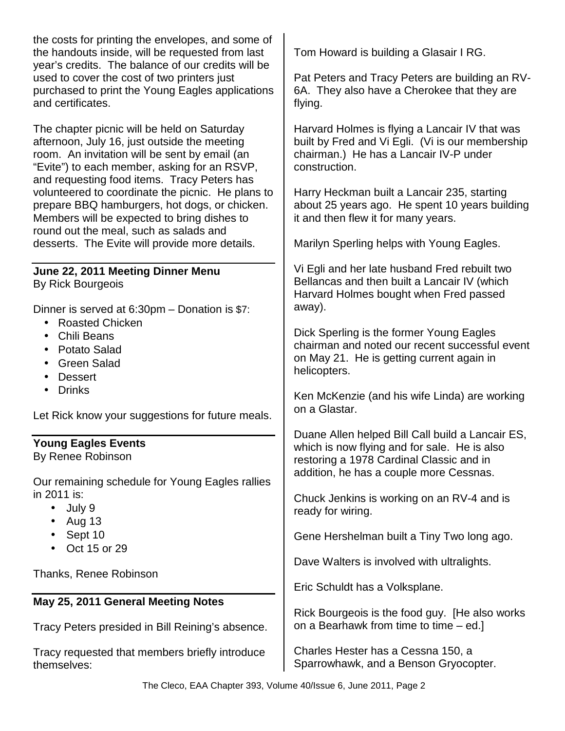the costs for printing the envelopes, and some of the handouts inside, will be requested from last year's credits. The balance of our credits will be used to cover the cost of two printers just purchased to print the Young Eagles applications and certificates.

The chapter picnic will be held on Saturday afternoon, July 16, just outside the meeting room. An invitation will be sent by email (an "Evite") to each member, asking for an RSVP, and requesting food items. Tracy Peters has volunteered to coordinate the picnic. He plans to prepare BBQ hamburgers, hot dogs, or chicken. Members will be expected to bring dishes to round out the meal, such as salads and desserts. The Evite will provide more details.

## June 22, 2011 Meeting Dinner Menu

By Rick Bourgeois

Dinner is served at 6:30pm – Donation is $7:

- Roasted Chicken
- Chili Beans
- Potato Salad
- Green Salad
- Dessert
- Drinks

Let Rick know your suggestions for future meals.

## Young Eagles Events

By Renee Robinson

Our remaining schedule for Young Eagles rallies in 2011 is:

- July 9
- Aug 13
- Sept 10
- Oct 15 or 29

Thanks, Renee Robinson

## May 25, 2011 General Meeting Notes

Tracy Peters presided in Bill Reining's absence.

Tracy requested that members briefly introduce themselves:

Tom Howard is building a Glasair I RG.

Pat Peters and Tracy Peters are building an RV-6A. They also have a Cherokee that they are flying.

Harvard Holmes is flying a Lancair IV that was built by Fred and Vi Egli. (Vi is our membership chairman.) He has a Lancair IV-P under construction.

Harry Heckman built a Lancair 235, starting about 25 years ago. He spent 10 years building it and then flew it for many years.

Marilyn Sperling helps with Young Eagles.

Vi Egli and her late husband Fred rebuilt two Bellancas and then built a Lancair IV (which Harvard Holmes bought when Fred passed away).

Dick Sperling is the former Young Eagles chairman and noted our recent successful event on May 21. He is getting current again in helicopters.

Ken McKenzie (and his wife Linda) are working on a Glastar.

Duane Allen helped Bill Call build a Lancair ES, which is now flying and for sale. He is also restoring a 1978 Cardinal Classic and in addition, he has a couple more Cessnas.

Chuck Jenkins is working on an RV-4 and is ready for wiring.

Gene Hershelman built a Tiny Two long ago.

Dave Walters is involved with ultralights.

Eric Schuldt has a Volksplane.

Rick Bourgeois is the food guy. [He also works on a Bearhawk from time to time – ed.]

Charles Hester has a Cessna 150, a Sparrowhawk, and a Benson Gryocopter.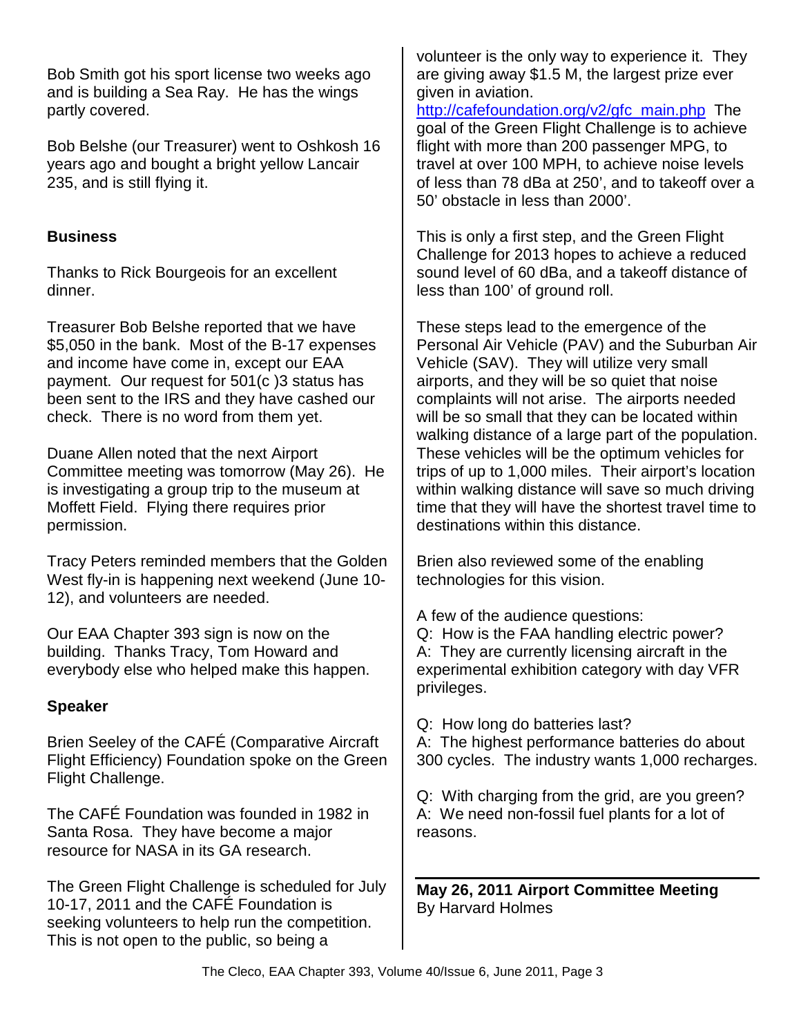Bob Smith got his sport license two weeks ago and is building a Sea Ray. He has the wings partly covered.

Bob Belshe (our Treasurer) went to Oshkosh 16 years ago and bought a bright yellow Lancair 235, and is still flying it.

### Business

Thanks to Rick Bourgeois for an excellent dinner.

Treasurer Bob Belshe reported that we have $5,050 in the bank. Most of the B-17 expenses and income have come in, except our EAA payment. Our request for 501(c )3 status has been sent to the IRS and they have cashed our check. There is no word from them yet.

Duane Allen noted that the next Airport Committee meeting was tomorrow (May 26). He is investigating a group trip to the museum at Moffett Field. Flying there requires prior permission.

Tracy Peters reminded members that the Golden West fly-in is happening next weekend (June 10-12), and volunteers are needed.

Our EAA Chapter 393 sign is now on the building. Thanks Tracy, Tom Howard and everybody else who helped make this happen.

### Speaker

Brien Seeley of the CAFÉ (Comparative Aircraft Flight Efficiency) Foundation spoke on the Green Flight Challenge.

The CAFÉ Foundation was founded in 1982 in Santa Rosa. They have become a major resource for NASA in its GA research.

The Green Flight Challenge is scheduled for July 10-17, 2011 and the CAFÉ Foundation is seeking volunteers to help run the competition. This is not open to the public, so being a volunteer is the only way to experience it. They are giving away $1.5 M, the largest prize ever given in aviation.

http://cafefoundation.org/v2/gfc_main.php The goal of the Green Flight Challenge is to achieve flight with more than 200 passenger MPG, to travel at over 100 MPH, to achieve noise levels of less than 78 dBa at 250', and to takeoff over a 50' obstacle in less than 2000'.

This is only a first step, and the Green Flight Challenge for 2013 hopes to achieve a reduced sound level of 60 dBa, and a takeoff distance of less than 100' of ground roll.

These steps lead to the emergence of the Personal Air Vehicle (PAV) and the Suburban Air Vehicle (SAV). They will utilize very small airports, and they will be so quiet that noise complaints will not arise. The airports needed will be so small that they can be located within walking distance of a large part of the population. These vehicles will be the optimum vehicles for trips of up to 1,000 miles. Their airport's location within walking distance will save so much driving time that they will have the shortest travel time to destinations within this distance.

Brien also reviewed some of the enabling technologies for this vision.

A few of the audience questions:

Q: How is the FAA handling electric power?
A: They are currently licensing aircraft in the experimental exhibition category with day VFR privileges.

Q: How long do batteries last?
A: The highest performance batteries do about 300 cycles. The industry wants 1,000 recharges.

Q: With charging from the grid, are you green?
A: We need non-fossil fuel plants for a lot of reasons.

---

## May 26, 2011 Airport Committee Meeting

By Harvard Holmes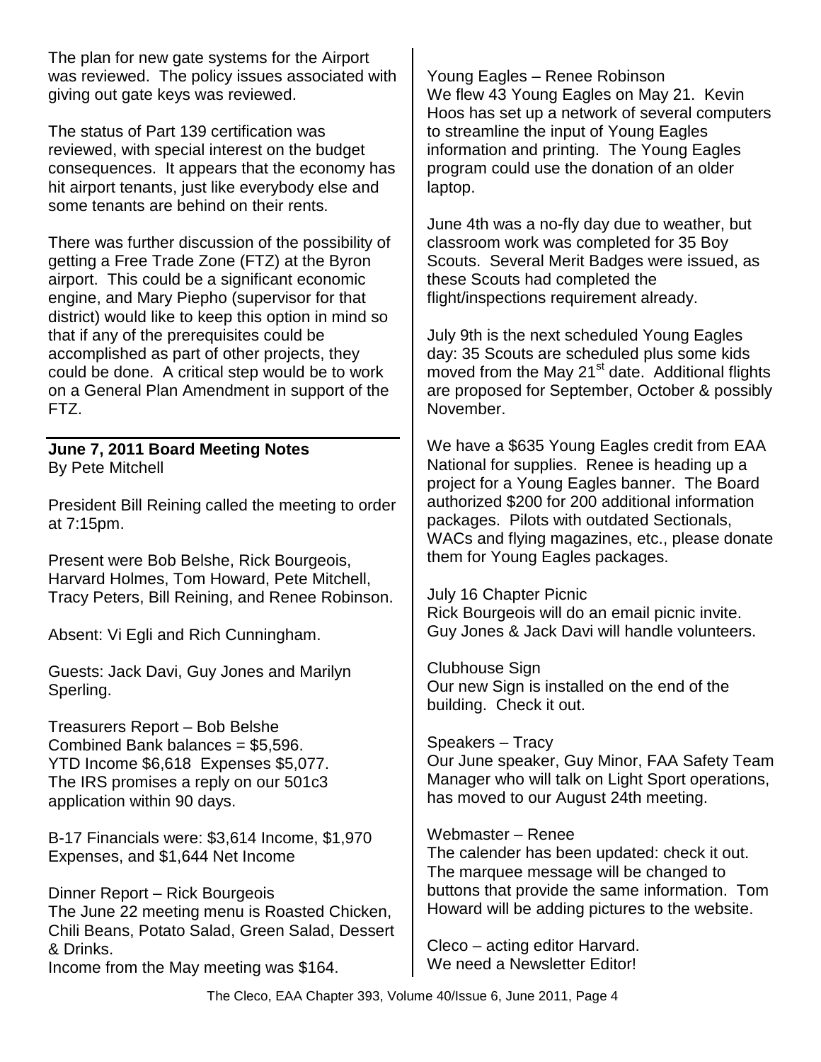The plan for new gate systems for the Airport was reviewed. The policy issues associated with giving out gate keys was reviewed.

The status of Part 139 certification was reviewed, with special interest on the budget consequences. It appears that the economy has hit airport tenants, just like everybody else and some tenants are behind on their rents.

There was further discussion of the possibility of getting a Free Trade Zone (FTZ) at the Byron airport. This could be a significant economic engine, and Mary Piepho (supervisor for that district) would like to keep this option in mind so that if any of the prerequisites could be accomplished as part of other projects, they could be done. A critical step would be to work on a General Plan Amendment in support of the FTZ.

**June 7, 2011 Board Meeting Notes**
By Pete Mitchell

President Bill Reining called the meeting to order at 7:15pm.

Present were Bob Belshe, Rick Bourgeois, Harvard Holmes, Tom Howard, Pete Mitchell, Tracy Peters, Bill Reining, and Renee Robinson.

Absent: Vi Egli and Rich Cunningham.

Guests: Jack Davi, Guy Jones and Marilyn Sperling.

Treasurers Report – Bob Belshe
Combined Bank balances = $5,596.
YTD Income $6,618 Expenses $5,077.
The IRS promises a reply on our 501c3 application within 90 days.

B-17 Financials were: $3,614 Income, $1,970 Expenses, and $1,644 Net Income

Dinner Report – Rick Bourgeois
The June 22 meeting menu is Roasted Chicken, Chili Beans, Potato Salad, Green Salad, Dessert & Drinks.
Income from the May meeting was $164.

Young Eagles – Renee Robinson
We flew 43 Young Eagles on May 21. Kevin Hoos has set up a network of several computers to streamline the input of Young Eagles information and printing. The Young Eagles program could use the donation of an older laptop.

June 4th was a no-fly day due to weather, but classroom work was completed for 35 Boy Scouts. Several Merit Badges were issued, as these Scouts had completed the flight/inspections requirement already.

July 9th is the next scheduled Young Eagles day: 35 Scouts are scheduled plus some kids moved from the May 21st date. Additional flights are proposed for September, October & possibly November.

We have a $635 Young Eagles credit from EAA National for supplies. Renee is heading up a project for a Young Eagles banner. The Board authorized $200 for 200 additional information packages. Pilots with outdated Sectionals, WACs and flying magazines, etc., please donate them for Young Eagles packages.

July 16 Chapter Picnic
Rick Bourgeois will do an email picnic invite. Guy Jones & Jack Davi will handle volunteers.

Clubhouse Sign
Our new Sign is installed on the end of the building. Check it out.

Speakers – Tracy
Our June speaker, Guy Minor, FAA Safety Team Manager who will talk on Light Sport operations, has moved to our August 24th meeting.

Webmaster – Renee
The calender has been updated: check it out. The marquee message will be changed to buttons that provide the same information. Tom Howard will be adding pictures to the website.

Cleco – acting editor Harvard.
We need a Newsletter Editor!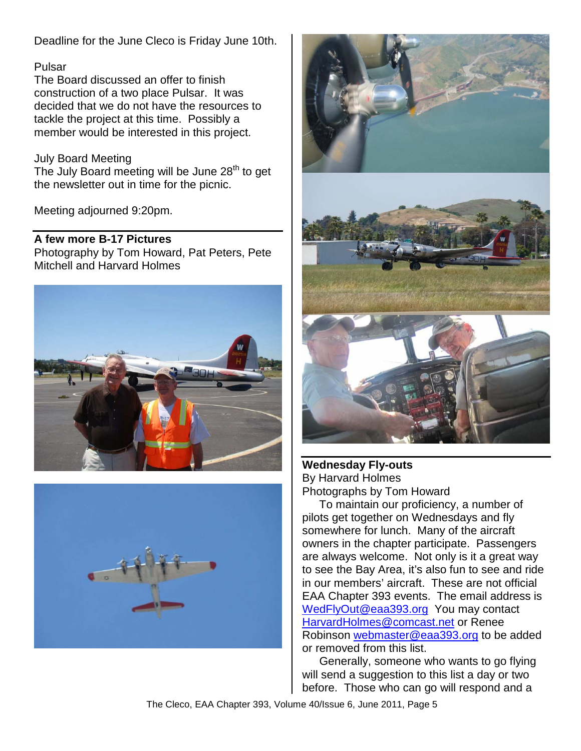Deadline for the June Cleco is Friday June 10th.

Pulsar

The Board discussed an offer to finish construction of a two place Pulsar. It was decided that we do not have the resources to tackle the project at this time. Possibly a member would be interested in this project.

July Board Meeting

The July Board meeting will be June 28th to get the newsletter out in time for the picnic.

Meeting adjourned 9:20pm.

**A few more B-17 Pictures**

Photography by Tom Howard, Pat Peters, Pete Mitchell and Harvard Holmes

**Wednesday Fly-outs**

By Harvard Holmes

Photographs by Tom Howard

To maintain our proficiency, a number of pilots get together on Wednesdays and fly somewhere for lunch. Many of the aircraft owners in the chapter participate. Passengers are always welcome. Not only is it a great way to see the Bay Area, it's also fun to see and ride in our members' aircraft. These are not official EAA Chapter 393 events. The email address is WedFlyOut@eaa393.org You may contact HarvardHolmes@comcast.net or Renee Robinson webmaster@eaa393.org to be added or removed from this list.

Generally, someone who wants to go flying will send a suggestion to this list a day or two before. Those who can go will respond and a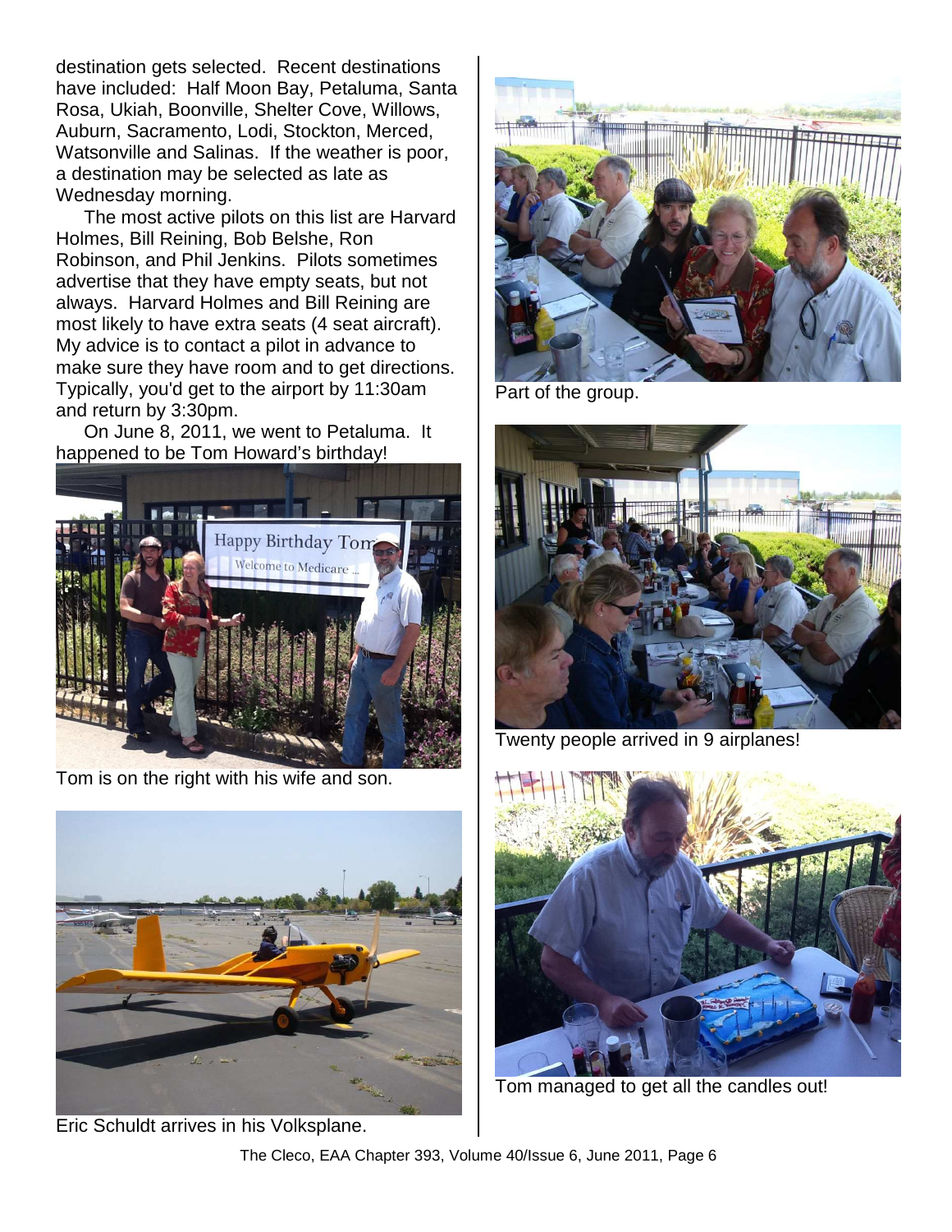destination gets selected. Recent destinations have included: Half Moon Bay, Petaluma, Santa Rosa, Ukiah, Boonville, Shelter Cove, Willows, Auburn, Sacramento, Lodi, Stockton, Merced, Watsonville and Salinas. If the weather is poor, a destination may be selected as late as Wednesday morning.

The most active pilots on this list are Harvard Holmes, Bill Reining, Bob Belshe, Ron Robinson, and Phil Jenkins. Pilots sometimes advertise that they have empty seats, but not always. Harvard Holmes and Bill Reining are most likely to have extra seats (4 seat aircraft). My advice is to contact a pilot in advance to make sure they have room and to get directions. Typically, you'd get to the airport by 11:30am and return by 3:30pm.

On June 8, 2011, we went to Petaluma. It happened to be Tom Howard's birthday!

Tom is on the right with his wife and son.

Eric Schuldt arrives in his Volksplane.

Part of the group.

Twenty people arrived in 9 airplanes!

Tom managed to get all the candles out!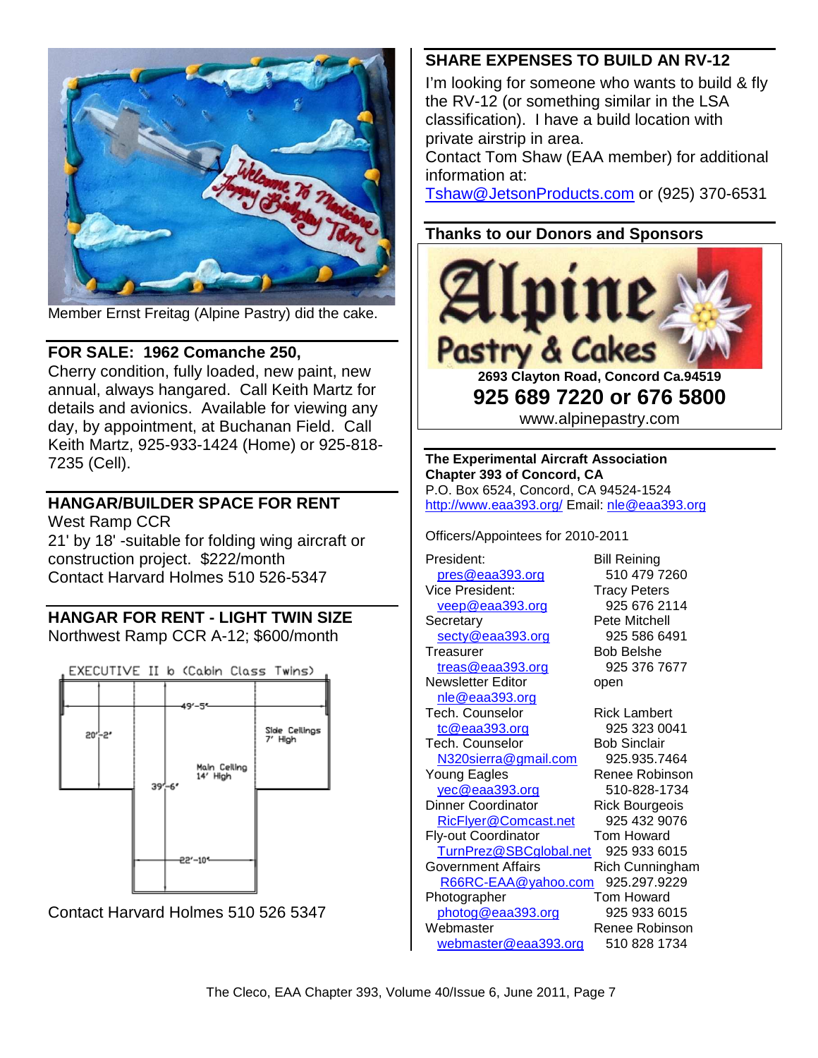Member Ernst Freitag (Alpine Pastry) did the cake.

## FOR SALE: 1962 Comanche 250,

Cherry condition, fully loaded, new paint, new annual, always hangared. Call Keith Martz for details and avionics. Available for viewing any day, by appointment, at Buchanan Field. Call Keith Martz, 925-933-1424 (Home) or 925-818-7235 (Cell).

## HANGAR/BUILDER SPACE FOR RENT

West Ramp CCR
21' by 18' -suitable for folding wing aircraft or construction project. $222/month
Contact Harvard Holmes 510 526-5347

## HANGAR FOR RENT - LIGHT TWIN SIZE

Northwest Ramp CCR A-12; $600/month

EXECUTIVE II b (Cabin Class Twins)

49'-5"; 20'-2"; Side Ceilings 7' High; Main Ceiling 14' High; 39'-6"; 22'-10"

Contact Harvard Holmes 510 526 5347

## SHARE EXPENSES TO BUILD AN RV-12

I'm looking for someone who wants to build & fly the RV-12 (or something similar in the LSA classification). I have a build location with private airstrip in area.
Contact Tom Shaw (EAA member) for additional information at:
Tshaw@JetsonProducts.com or (925) 370-6531

## Thanks to our Donors and Sponsors

**Alpine Pastry & Cakes**
**2693 Clayton Road, Concord Ca.94519**
**925 689 7220 or 676 5800**
www.alpinepastry.com

**The Experimental Aircraft Association**
**Chapter 393 of Concord, CA**
P.O. Box 6524, Concord, CA 94524-1524
http://www.eaa393.org/ Email: nle@eaa393.org

Officers/Appointees for 2010-2011

| Position | Name / Phone |
|---|---|
| President: pres@eaa393.org | Bill Reining 510 479 7260 |
| Vice President: veep@eaa393.org | Tracy Peters 925 676 2114 |
| Secretary secty@eaa393.org | Pete Mitchell 925 586 6491 |
| Treasurer treas@eaa393.org | Bob Belshe 925 376 7677 |
| Newsletter Editor nle@eaa393.org | open |
| Tech. Counselor tc@eaa393.org | Rick Lambert 925 323 0041 |
| Tech. Counselor N320sierra@gmail.com | Bob Sinclair 925.935.7464 |
| Young Eagles yec@eaa393.org | Renee Robinson 510-828-1734 |
| Dinner Coordinator RicFlyer@Comcast.net | Rick Bourgeois 925 432 9076 |
| Fly-out Coordinator TurnPrez@SBCglobal.net | Tom Howard 925 933 6015 |
| Government Affairs R66RC-EAA@yahoo.com | Rich Cunningham 925.297.9229 |
| Photographer photog@eaa393.org | Tom Howard 925 933 6015 |
| Webmaster webmaster@eaa393.org | Renee Robinson 510 828 1734 |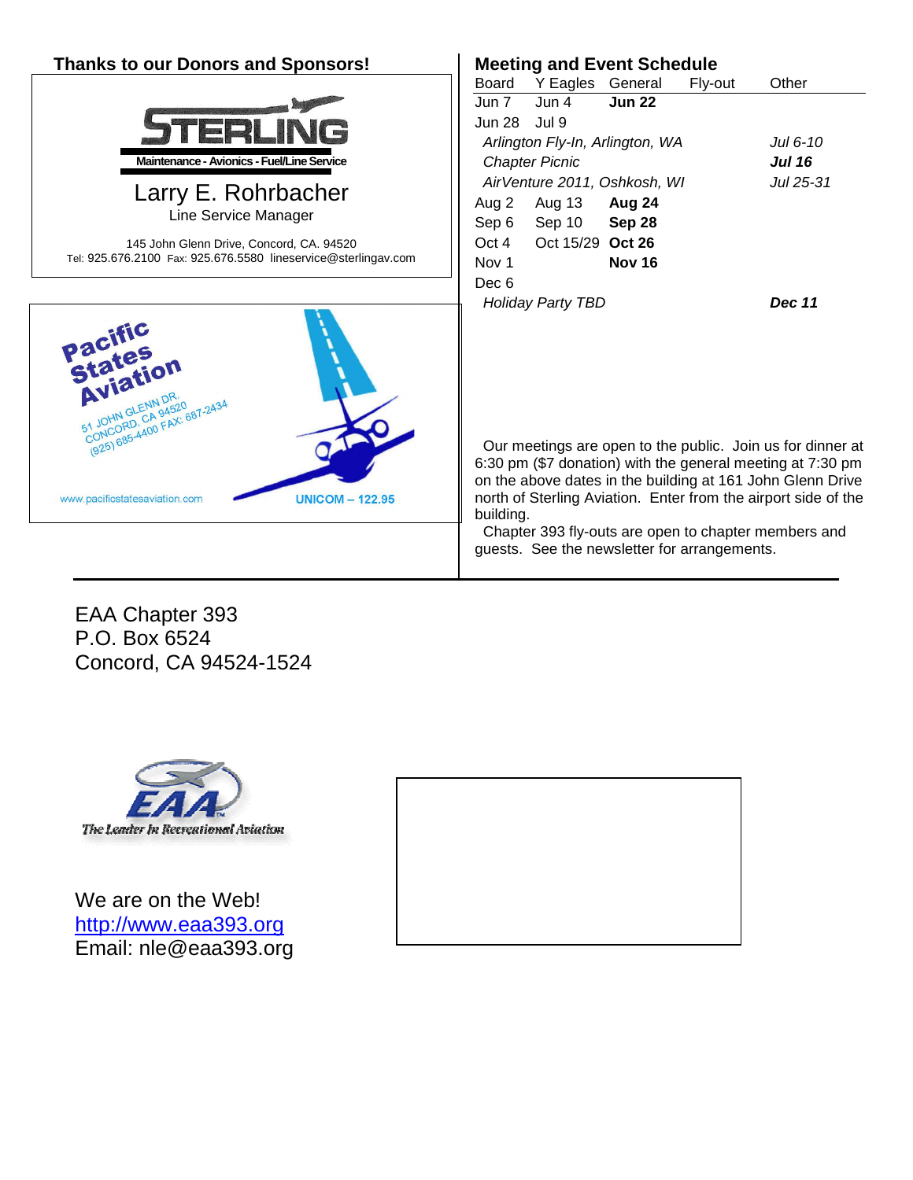## Thanks to our Donors and Sponsors!

STERLING

Maintenance - Avionics - Fuel/Line Service

Larry E. Rohrbacher

Line Service Manager

145 John Glenn Drive, Concord, CA. 94520

Tel: 925.676.2100 Fax: 925.676.5580 lineservice@sterlingav.com

Pacific States Aviation

51 JOHN GLENN DR.
CONCORD, CA 94520
(925) 685-4400 FAX: 687-2434

www.pacificstatesaviation.com

UNICOM – 122.95

## Meeting and Event Schedule

| Board | Y Eagles | General | Fly-out | Other |
|---|---|---|---|---|
| Jun 7 | Jun 4 | **Jun 22** | | |
| Jun 28 | Jul 9 | | | |
| *Arlington Fly-In, Arlington, WA* | | | | *Jul 6-10* |
| *Chapter Picnic* | | | | ***Jul 16*** |
| *AirVenture 2011, Oshkosh, WI* | | | | *Jul 25-31* |
| Aug 2 | Aug 13 | **Aug 24** | | |
| Sep 6 | Sep 10 | **Sep 28** | | |
| Oct 4 | Oct 15/29 | **Oct 26** | | |
| Nov 1 | | **Nov 16** | | |
| Dec 6 | | | | |
| *Holiday Party TBD* | | | | ***Dec 11*** |

Our meetings are open to the public. Join us for dinner at 6:30 pm ($7 donation) with the general meeting at 7:30 pm on the above dates in the building at 161 John Glenn Drive north of Sterling Aviation. Enter from the airport side of the building.

Chapter 393 fly-outs are open to chapter members and guests. See the newsletter for arrangements.

EAA Chapter 393
P.O. Box 6524
Concord, CA 94524-1524

EAA
The Leader In Recreational Aviation

We are on the Web!
http://www.eaa393.org
Email: nle@eaa393.org